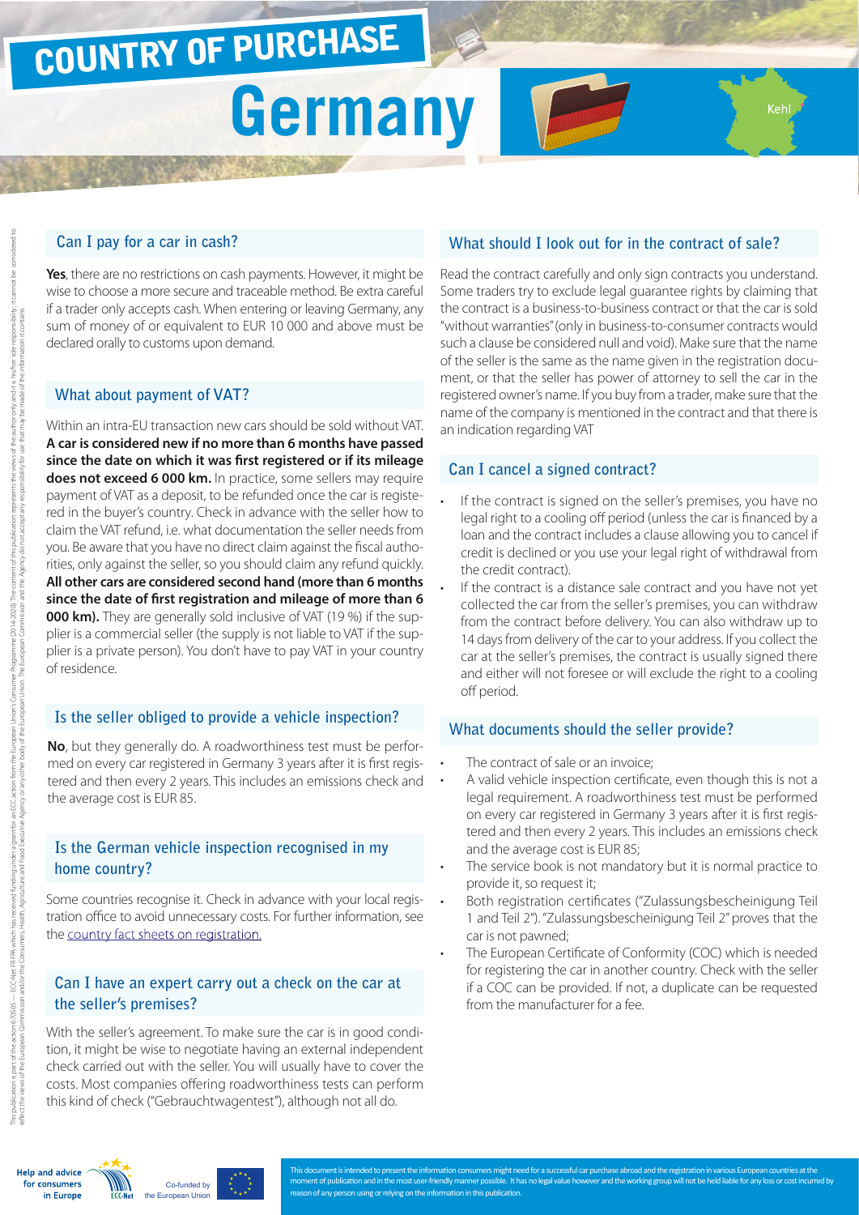# COUNTRY OF PURCHASE

# Germany

Kehl

## Can I pay for a car in cash?

**Yes**, there are no restrictions on cash payments. However, it might be wise to choose a more secure and traceable method. Be extra careful if a trader only accepts cash. When entering or leaving Germany, any sum of money of or equivalent to EUR 10 000 and above must be declared orally to customs upon demand.

## What about payment of VAT?

Within an intra-EU transaction new cars should be sold without VAT. **A car is considered new if no more than 6 months have passed since the date on which it was first registered or if its mileage does not exceed 6 000 km.** In practice, some sellers may require payment of VAT as a deposit, to be refunded once the car is registered in the buyer's country. Check in advance with the seller how to claim the VAT refund, i.e. what documentation the seller needs from you. Be aware that you have no direct claim against the fiscal authorities, only against the seller, so you should claim any refund quickly. **All other cars are considered second hand (more than 6 months since the date of first registration and mileage of more than 6 000 km).** They are generally sold inclusive of VAT (19 %) if the supplier is a commercial seller (the supply is not liable to VAT if the supplier is a private person). You don't have to pay VAT in your country of residence.

## Is the seller obliged to provide a vehicle inspection?

**No**, but they generally do. A roadworthiness test must be performed on every car registered in Germany 3 years after it is first registered and then every 2 years. This includes an emissions check and the average cost is EUR 85.

## Is the German vehicle inspection recognised in my home country?

Some countries recognise it. Check in advance with your local registration office to avoid unnecessary costs. For further information, see the country fact sheets on registration.

## Can I have an expert carry out a check on the car at the seller's premises?

With the seller's agreement. To make sure the car is in good condition, it might be wise to negotiate having an external independent check carried out with the seller. You will usually have to cover the costs. Most companies offering roadworthiness tests can perform this kind of check ("Gebrauchtwagentest"), although not all do.

## What should I look out for in the contract of sale?

Read the contract carefully and only sign contracts you understand. Some traders try to exclude legal guarantee rights by claiming that the contract is a business-to-business contract or that the car is sold "without warranties" (only in business-to-consumer contracts would such a clause be considered null and void). Make sure that the name of the seller is the same as the name given in the registration document, or that the seller has power of attorney to sell the car in the registered owner's name. If you buy from a trader, make sure that the name of the company is mentioned in the contract and that there is an indication regarding VAT

## Can I cancel a signed contract?

- If the contract is signed on the seller's premises, you have no legal right to a cooling off period (unless the car is financed by a loan and the contract includes a clause allowing you to cancel if credit is declined or you use your legal right of withdrawal from the credit contract).
- If the contract is a distance sale contract and you have not yet collected the car from the seller's premises, you can withdraw from the contract before delivery. You can also withdraw up to 14 days from delivery of the car to your address. If you collect the car at the seller's premises, the contract is usually signed there and either will not foresee or will exclude the right to a cooling off period.

## What documents should the seller provide?

- The contract of sale or an invoice;
- A valid vehicle inspection certificate, even though this is not a legal requirement. A roadworthiness test must be performed on every car registered in Germany 3 years after it is first registered and then every 2 years. This includes an emissions check and the average cost is EUR 85;
- The service book is not mandatory but it is normal practice to provide it, so request it;
- Both registration certificates ("Zulassungsbescheinigung Teil 1 and Teil 2"). "Zulassungsbescheinigung Teil 2" proves that the car is not pawned;
- The European Certificate of Conformity (COC) which is needed for registering the car in another country. Check with the seller if a COC can be provided. If not, a duplicate can be requested from the manufacturer for a fee.

Help and advice for consumers in Europe — ECC-Net — Co-funded by the European Union

This document is intended to present the information consumers might need for a successful car purchase abroad and the registration in various European countries at the moment of publication and in the most user-friendly manner possible. It has no legal value however and the working group will not be held liable for any loss or cost incurred by reason of any person using or relying on the information in this publication.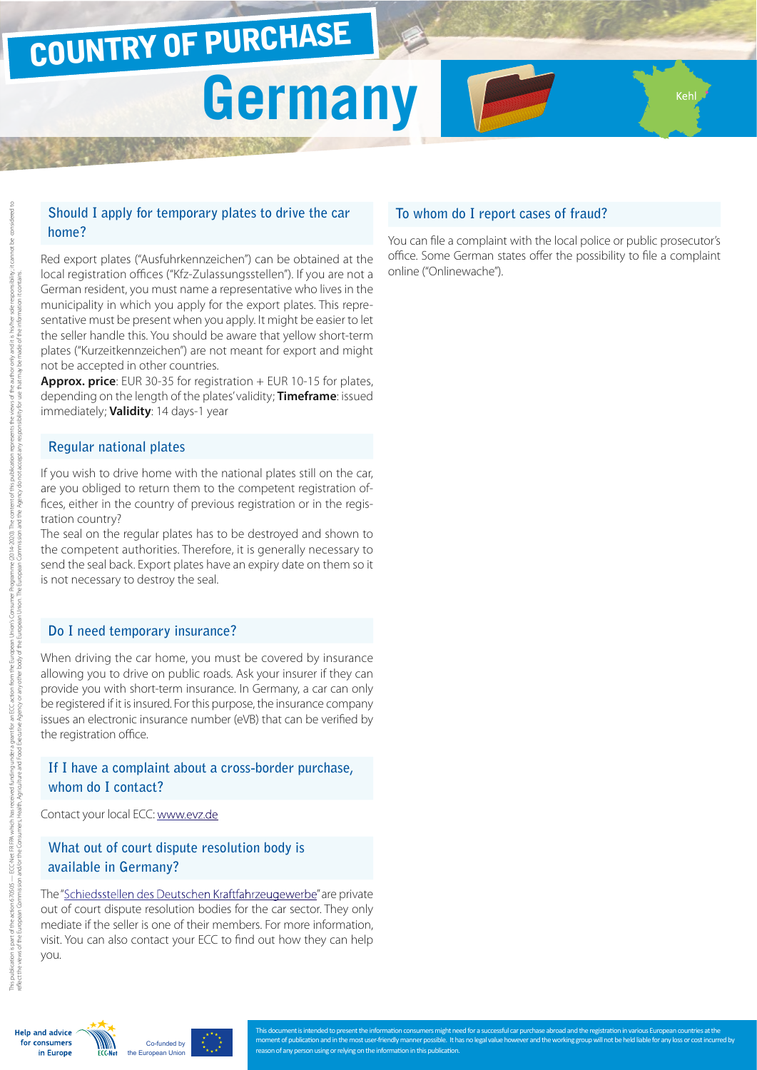# COUNTRY OF PURCHASE

# Germany

## Should I apply for temporary plates to drive the car home?

Red export plates ("Ausfuhrkennzeichen") can be obtained at the local registration offices ("Kfz-Zulassungsstellen"). If you are not a German resident, you must name a representative who lives in the municipality in which you apply for the export plates. This representative must be present when you apply. It might be easier to let the seller handle this. You should be aware that yellow short-term plates ("Kurzeitkennzeichen") are not meant for export and might not be accepted in other countries.

**Approx. price**: EUR 30-35 for registration + EUR 10-15 for plates, depending on the length of the plates' validity; **Timeframe**: issued immediately; **Validity**: 14 days-1 year

## Regular national plates

If you wish to drive home with the national plates still on the car, are you obliged to return them to the competent registration offices, either in the country of previous registration or in the registration country?

The seal on the regular plates has to be destroyed and shown to the competent authorities. Therefore, it is generally necessary to send the seal back. Export plates have an expiry date on them so it is not necessary to destroy the seal.

## Do I need temporary insurance?

When driving the car home, you must be covered by insurance allowing you to drive on public roads. Ask your insurer if they can provide you with short-term insurance. In Germany, a car can only be registered if it is insured. For this purpose, the insurance company issues an electronic insurance number (eVB) that can be verified by the registration office.

## If I have a complaint about a cross-border purchase, whom do I contact?

Contact your local ECC: www.evz.de

## What out of court dispute resolution body is available in Germany?

The "Schiedsstellen des Deutschen Kraftfahrzeugewerbe" are private out of court dispute resolution bodies for the car sector. They only mediate if the seller is one of their members. For more information, visit. You can also contact your ECC to find out how they can help you.

## To whom do I report cases of fraud?

You can file a complaint with the local police or public prosecutor's office. Some German states offer the possibility to file a complaint online ("Onlinewache").

This publication is part of the action 670505 — ECC-Net FR FPA which has received funding under a grant for an ECC action from the European Union's Consumer Programme (2014-2020). The content of this publication represents the views of the author only and it is his/her sole responsibility; it cannot be considered to reflect the views of the European Commission and/or the Consumers, Health, Agriculture and Food Executive Agency or any other body of the European Union. The European Commission and the Agency do not accept any responsibility for use that may be made of the information it contains.

Help and advice for consumers in Europe

Co-funded by the European Union

This document is intended to present the information consumers might need for a successful car purchase abroad and the registration in various European countries at the moment of publication and in the most user-friendly manner possible. It has no legal value however and the working group will not be held liable for any loss or cost incurred by reason of any person using or relying on the information in this publication.